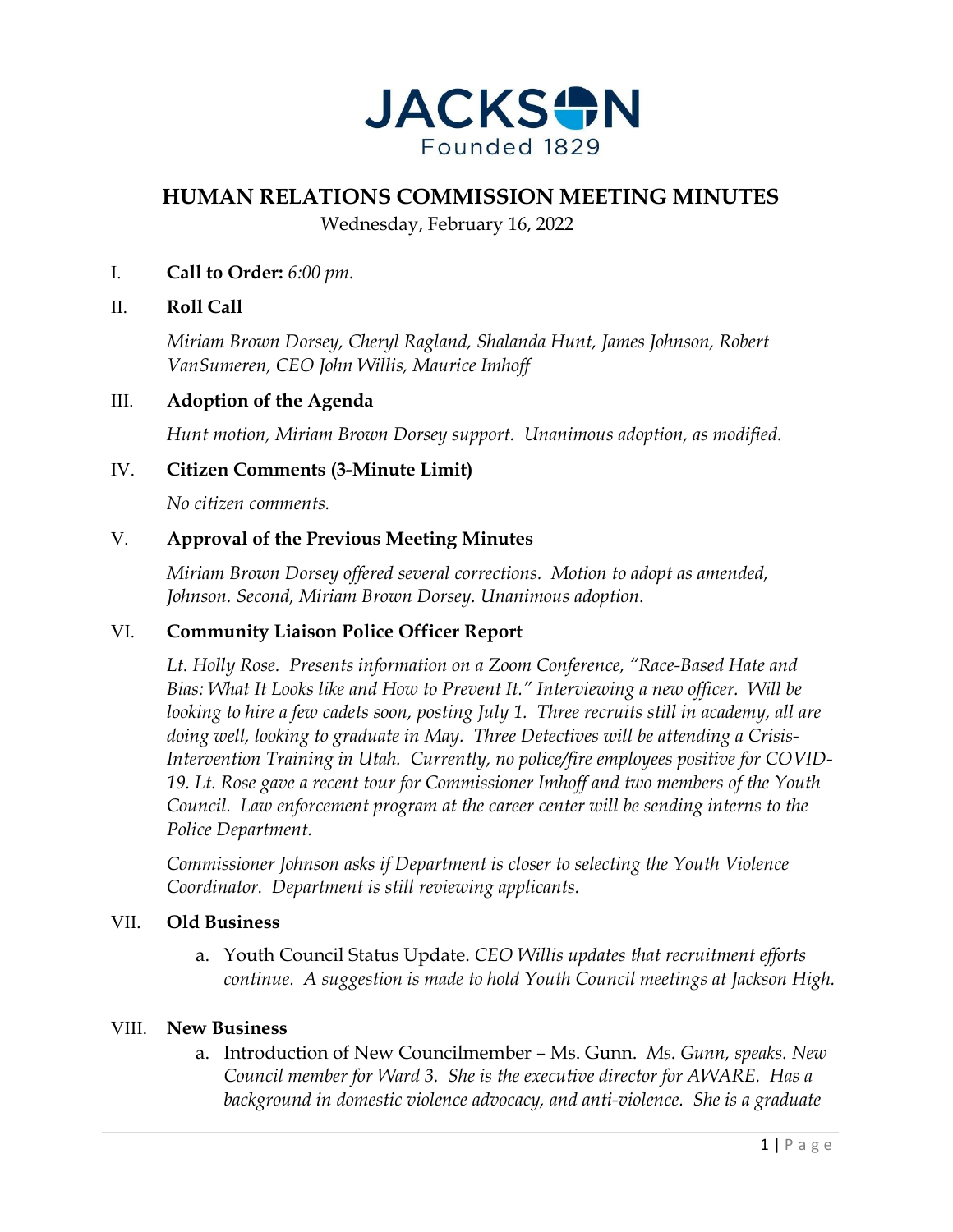JACKSON
Founded 1829

# HUMAN RELATIONS COMMISSION MEETING MINUTES

Wednesday, February 16, 2022

I. **Call to Order:** *6:00 pm.*

II. **Roll Call**

*Miriam Brown Dorsey, Cheryl Ragland, Shalanda Hunt, James Johnson, Robert VanSumeren, CEO John Willis, Maurice Imhoff*

III. **Adoption of the Agenda**

*Hunt motion, Miriam Brown Dorsey support. Unanimous adoption, as modified.*

IV. **Citizen Comments (3-Minute Limit)**

*No citizen comments.*

V. **Approval of the Previous Meeting Minutes**

*Miriam Brown Dorsey offered several corrections. Motion to adopt as amended, Johnson. Second, Miriam Brown Dorsey. Unanimous adoption.*

VI. **Community Liaison Police Officer Report**

*Lt. Holly Rose. Presents information on a Zoom Conference, "Race-Based Hate and Bias: What It Looks like and How to Prevent It." Interviewing a new officer. Will be looking to hire a few cadets soon, posting July 1. Three recruits still in academy, all are doing well, looking to graduate in May. Three Detectives will be attending a Crisis-Intervention Training in Utah. Currently, no police/fire employees positive for COVID-19. Lt. Rose gave a recent tour for Commissioner Imhoff and two members of the Youth Council. Law enforcement program at the career center will be sending interns to the Police Department.*

*Commissioner Johnson asks if Department is closer to selecting the Youth Violence Coordinator. Department is still reviewing applicants.*

VII. **Old Business**

a. Youth Council Status Update. *CEO Willis updates that recruitment efforts continue. A suggestion is made to hold Youth Council meetings at Jackson High.*

VIII. **New Business**

a. Introduction of New Councilmember – Ms. Gunn. *Ms. Gunn, speaks. New Council member for Ward 3. She is the executive director for AWARE. Has a background in domestic violence advocacy, and anti-violence. She is a graduate*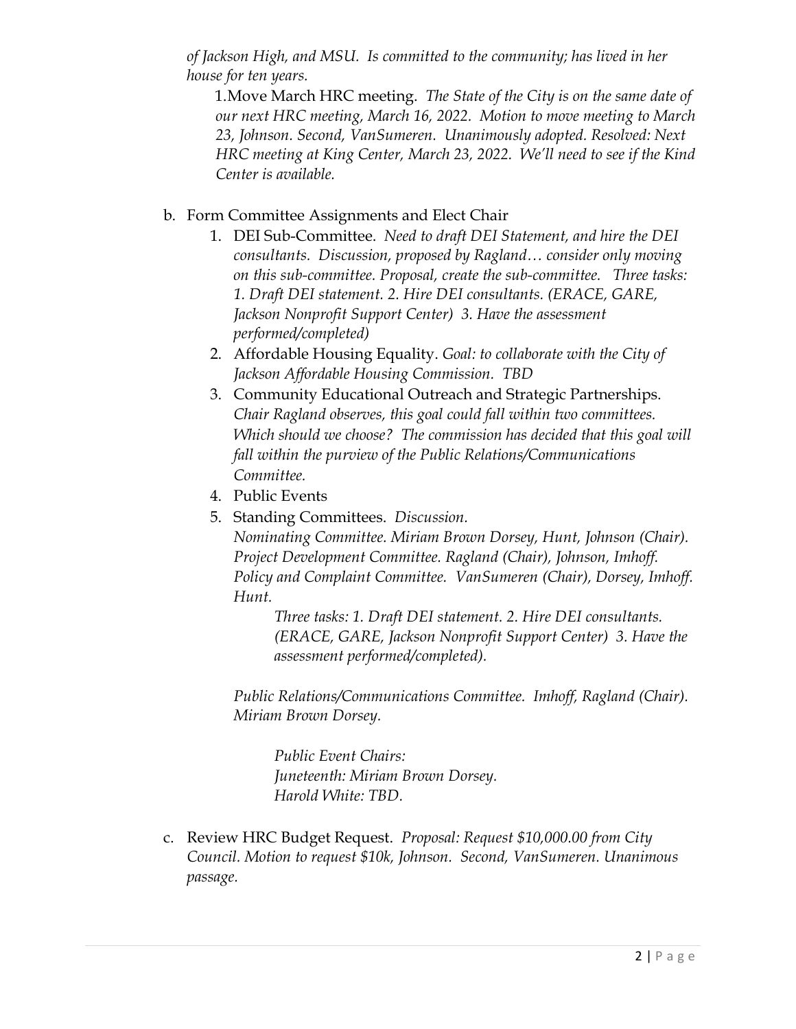*of Jackson High, and MSU. Is committed to the community; has lived in her house for ten years.*

1.Move March HRC meeting. *The State of the City is on the same date of our next HRC meeting, March 16, 2022. Motion to move meeting to March 23, Johnson. Second, VanSumeren. Unanimously adopted. Resolved: Next HRC meeting at King Center, March 23, 2022. We'll need to see if the Kind Center is available.*

b. Form Committee Assignments and Elect Chair

1. DEI Sub-Committee. *Need to draft DEI Statement, and hire the DEI consultants. Discussion, proposed by Ragland… consider only moving on this sub-committee. Proposal, create the sub-committee. Three tasks: 1. Draft DEI statement. 2. Hire DEI consultants. (ERACE, GARE, Jackson Nonprofit Support Center) 3. Have the assessment performed/completed)*
2. Affordable Housing Equality. *Goal: to collaborate with the City of Jackson Affordable Housing Commission. TBD*
3. Community Educational Outreach and Strategic Partnerships. *Chair Ragland observes, this goal could fall within two committees. Which should we choose? The commission has decided that this goal will fall within the purview of the Public Relations/Communications Committee.*
4. Public Events
5. Standing Committees. *Discussion.*

   *Nominating Committee. Miriam Brown Dorsey, Hunt, Johnson (Chair). Project Development Committee. Ragland (Chair), Johnson, Imhoff. Policy and Complaint Committee. VanSumeren (Chair), Dorsey, Imhoff. Hunt.*

   *Three tasks: 1. Draft DEI statement. 2. Hire DEI consultants. (ERACE, GARE, Jackson Nonprofit Support Center) 3. Have the assessment performed/completed).*

   *Public Relations/Communications Committee. Imhoff, Ragland (Chair). Miriam Brown Dorsey.*

   *Public Event Chairs:*
   *Juneteenth: Miriam Brown Dorsey.*
   *Harold White: TBD.*

c. Review HRC Budget Request. *Proposal: Request $10,000.00 from City Council. Motion to request $10k, Johnson. Second, VanSumeren. Unanimous passage.*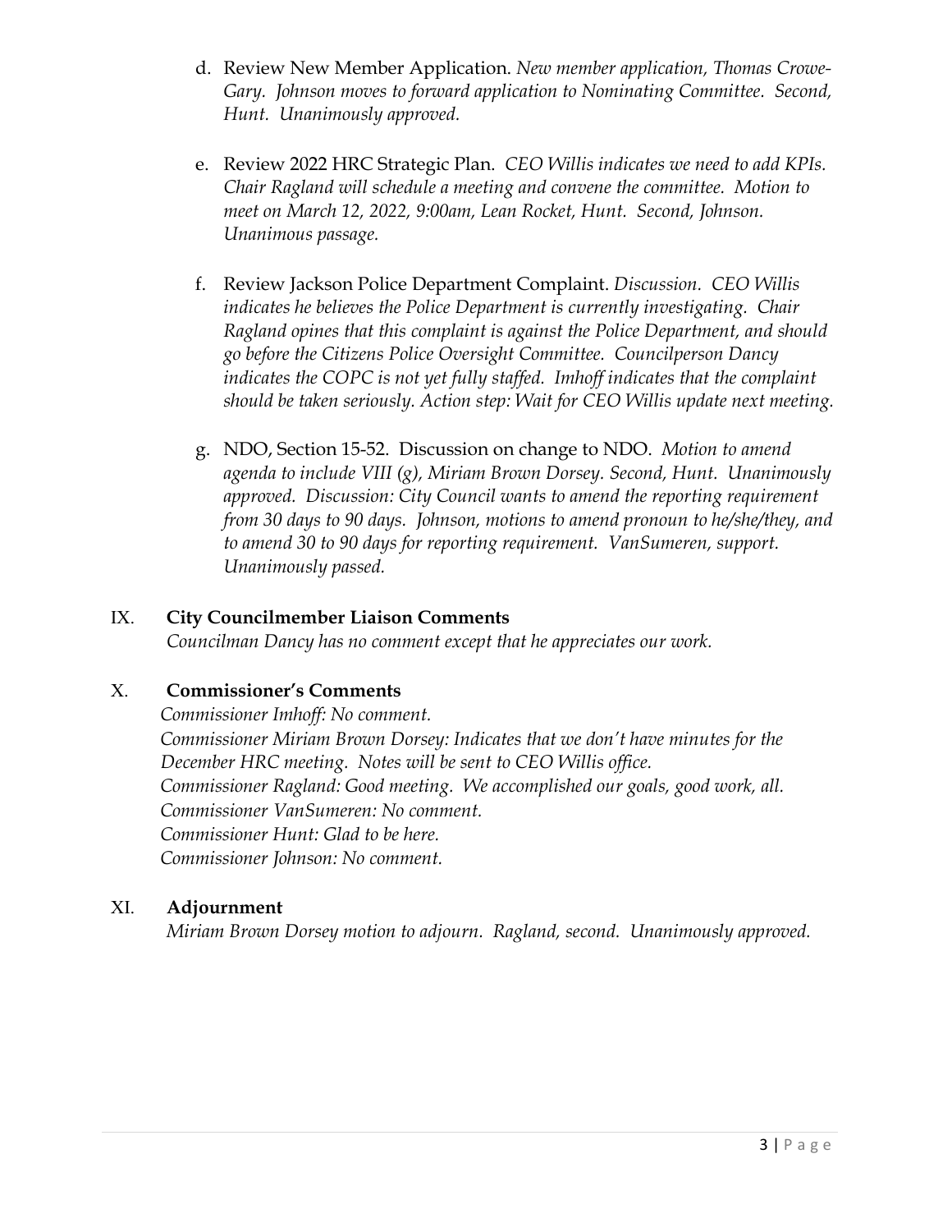d. Review New Member Application. *New member application, Thomas Crowe-Gary. Johnson moves to forward application to Nominating Committee. Second, Hunt. Unanimously approved.*

e. Review 2022 HRC Strategic Plan. *CEO Willis indicates we need to add KPIs. Chair Ragland will schedule a meeting and convene the committee. Motion to meet on March 12, 2022, 9:00am, Lean Rocket, Hunt. Second, Johnson. Unanimous passage.*

f. Review Jackson Police Department Complaint. *Discussion. CEO Willis indicates he believes the Police Department is currently investigating. Chair Ragland opines that this complaint is against the Police Department, and should go before the Citizens Police Oversight Committee. Councilperson Dancy indicates the COPC is not yet fully staffed. Imhoff indicates that the complaint should be taken seriously. Action step: Wait for CEO Willis update next meeting.*

g. NDO, Section 15-52. Discussion on change to NDO. *Motion to amend agenda to include VIII (g), Miriam Brown Dorsey. Second, Hunt. Unanimously approved. Discussion: City Council wants to amend the reporting requirement from 30 days to 90 days. Johnson, motions to amend pronoun to he/she/they, and to amend 30 to 90 days for reporting requirement. VanSumeren, support. Unanimously passed.*

## IX. **City Councilmember Liaison Comments**

*Councilman Dancy has no comment except that he appreciates our work.*

## X. **Commissioner's Comments**

*Commissioner Imhoff: No comment.*
*Commissioner Miriam Brown Dorsey: Indicates that we don't have minutes for the December HRC meeting. Notes will be sent to CEO Willis office.*
*Commissioner Ragland: Good meeting. We accomplished our goals, good work, all.*
*Commissioner VanSumeren: No comment.*
*Commissioner Hunt: Glad to be here.*
*Commissioner Johnson: No comment.*

## XI. **Adjournment**

*Miriam Brown Dorsey motion to adjourn. Ragland, second. Unanimously approved.*